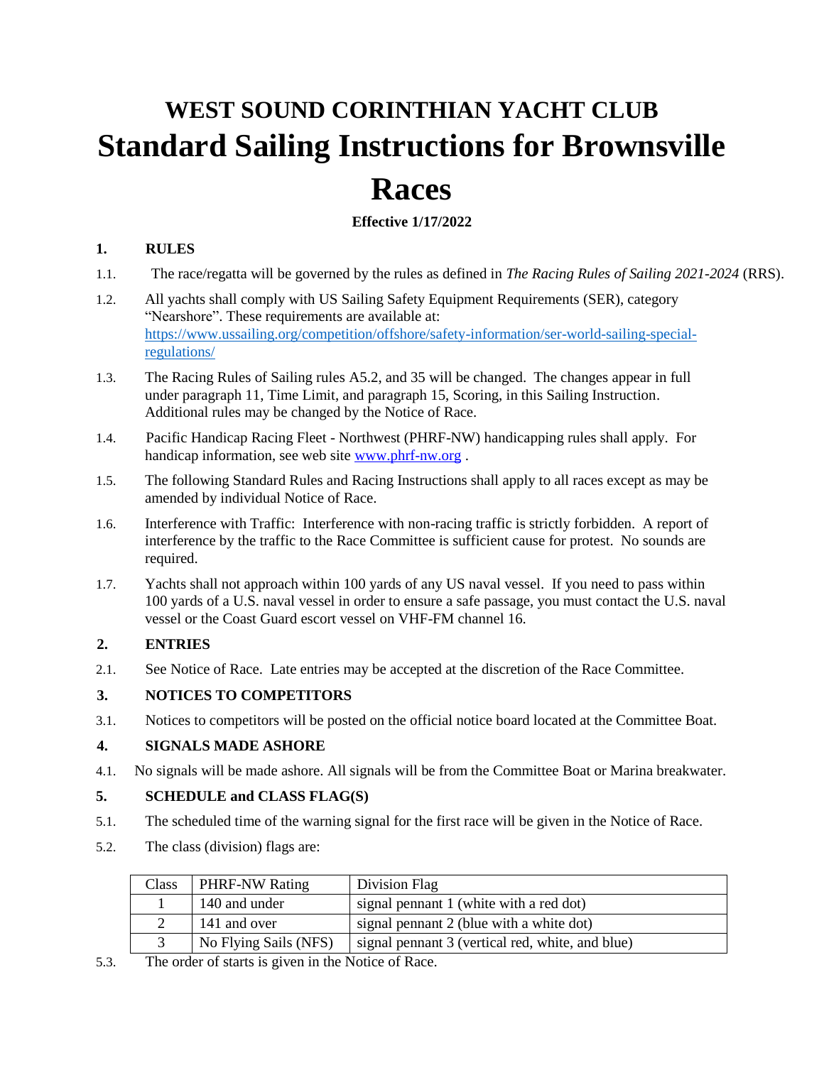# WEST SOUND CORINTHIAN YACHT CLUB
# Standard Sailing Instructions for Brownsville Races

**Effective 1/17/2022**

## 1. RULES

1.1. The race/regatta will be governed by the rules as defined in *The Racing Rules of Sailing 2021-2024* (RRS).

1.2. All yachts shall comply with US Sailing Safety Equipment Requirements (SER), category "Nearshore". These requirements are available at: [https://www.ussailing.org/competition/offshore/safety-information/ser-world-sailing-special-regulations/](https://www.ussailing.org/competition/offshore/safety-information/ser-world-sailing-special-regulations/)

1.3. The Racing Rules of Sailing rules A5.2, and 35 will be changed. The changes appear in full under paragraph 11, Time Limit, and paragraph 15, Scoring, in this Sailing Instruction. Additional rules may be changed by the Notice of Race.

1.4. Pacific Handicap Racing Fleet - Northwest (PHRF-NW) handicapping rules shall apply. For handicap information, see web site [www.phrf-nw.org](www.phrf-nw.org) .

1.5. The following Standard Rules and Racing Instructions shall apply to all races except as may be amended by individual Notice of Race.

1.6. Interference with Traffic: Interference with non-racing traffic is strictly forbidden. A report of interference by the traffic to the Race Committee is sufficient cause for protest. No sounds are required.

1.7. Yachts shall not approach within 100 yards of any US naval vessel. If you need to pass within 100 yards of a U.S. naval vessel in order to ensure a safe passage, you must contact the U.S. naval vessel or the Coast Guard escort vessel on VHF-FM channel 16.

## 2. ENTRIES

2.1. See Notice of Race. Late entries may be accepted at the discretion of the Race Committee.

## 3. NOTICES TO COMPETITORS

3.1. Notices to competitors will be posted on the official notice board located at the Committee Boat.

## 4. SIGNALS MADE ASHORE

4.1. No signals will be made ashore. All signals will be from the Committee Boat or Marina breakwater.

## 5. SCHEDULE and CLASS FLAG(S)

5.1. The scheduled time of the warning signal for the first race will be given in the Notice of Race.

5.2. The class (division) flags are:

| Class | PHRF-NW Rating | Division Flag |
|---|---|---|
| 1 | 140 and under | signal pennant 1 (white with a red dot) |
| 2 | 141 and over | signal pennant 2 (blue with a white dot) |
| 3 | No Flying Sails (NFS) | signal pennant 3 (vertical red, white, and blue) |

5.3. The order of starts is given in the Notice of Race.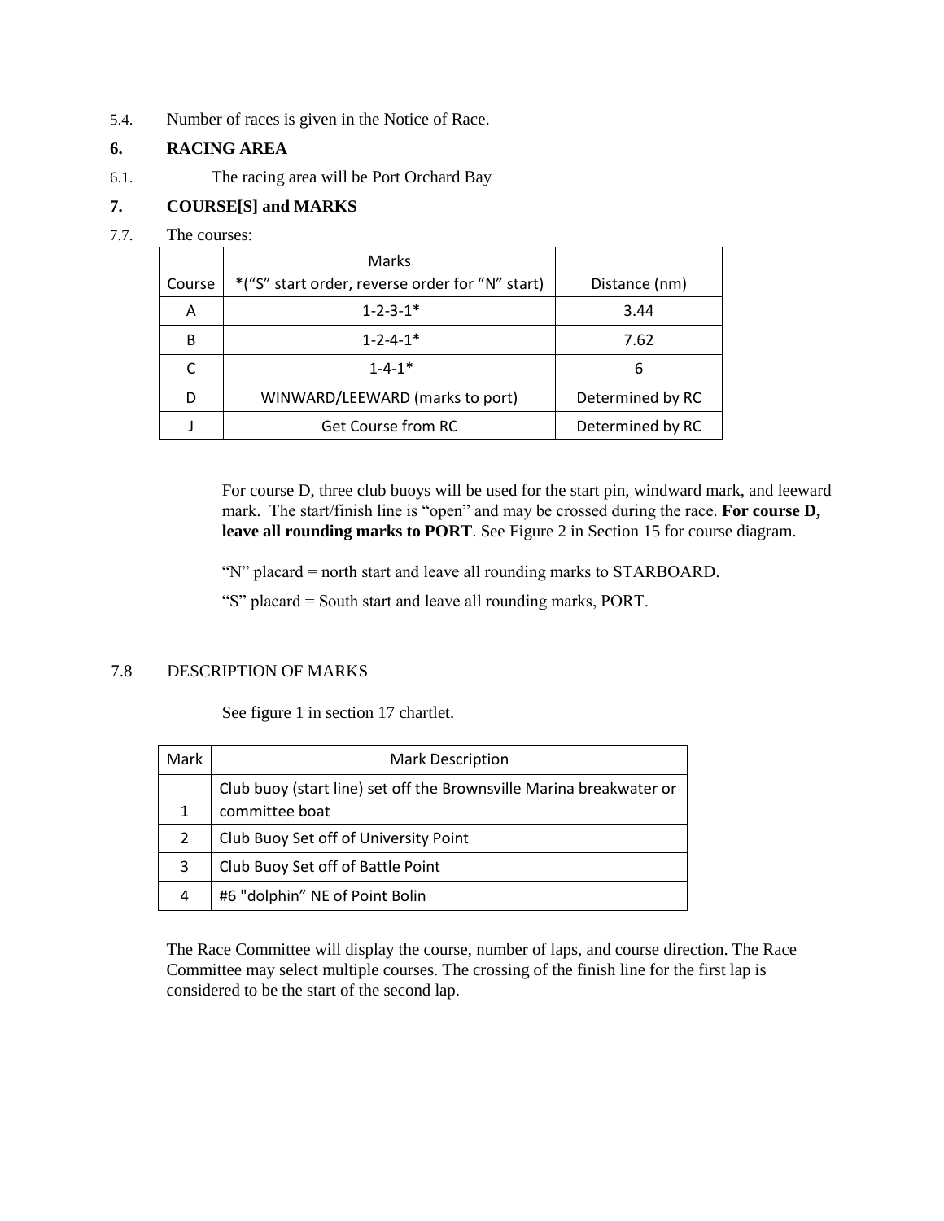5.4. Number of races is given in the Notice of Race.

## 6. RACING AREA

6.1. The racing area will be Port Orchard Bay

## 7. COURSE[S] and MARKS

7.7. The courses:

| Course | Marks<br>*("S" start order, reverse order for "N" start) | Distance (nm) |
|---|---|---|
| A | 1-2-3-1* | 3.44 |
| B | 1-2-4-1* | 7.62 |
| C | 1-4-1* | 6 |
| D | WINWARD/LEEWARD (marks to port) | Determined by RC |
| J | Get Course from RC | Determined by RC |

For course D, three club buoys will be used for the start pin, windward mark, and leeward mark. The start/finish line is "open" and may be crossed during the race. **For course D, leave all rounding marks to PORT**. See Figure 2 in Section 15 for course diagram.

"N" placard = north start and leave all rounding marks to STARBOARD.

"S" placard = South start and leave all rounding marks, PORT.

7.8 DESCRIPTION OF MARKS

See figure 1 in section 17 chartlet.

| Mark | Mark Description |
|---|---|
| 1 | Club buoy (start line) set off the Brownsville Marina breakwater or committee boat |
| 2 | Club Buoy Set off of University Point |
| 3 | Club Buoy Set off of Battle Point |
| 4 | #6 "dolphin" NE of Point Bolin |

The Race Committee will display the course, number of laps, and course direction. The Race Committee may select multiple courses. The crossing of the finish line for the first lap is considered to be the start of the second lap.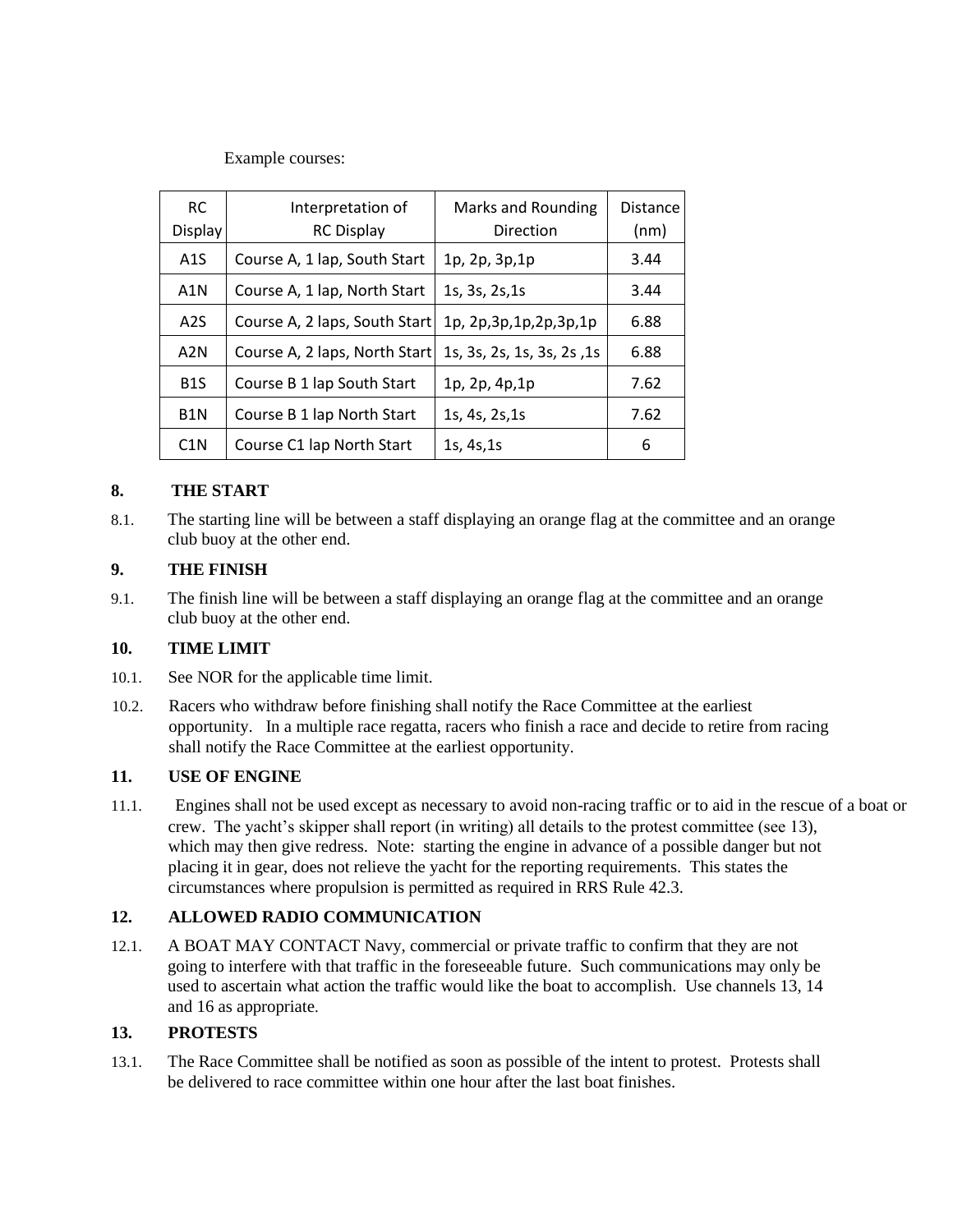Example courses:

| RC Display | Interpretation of RC Display | Marks and Rounding Direction | Distance (nm) |
|---|---|---|---|
| A1S | Course A, 1 lap, South Start | 1p, 2p, 3p,1p | 3.44 |
| A1N | Course A, 1 lap, North Start | 1s, 3s, 2s,1s | 3.44 |
| A2S | Course A, 2 laps, South Start | 1p, 2p,3p,1p,2p,3p,1p | 6.88 |
| A2N | Course A, 2 laps, North Start | 1s, 3s, 2s, 1s, 3s, 2s ,1s | 6.88 |
| B1S | Course B 1 lap South Start | 1p, 2p, 4p,1p | 7.62 |
| B1N | Course B 1 lap North Start | 1s, 4s, 2s,1s | 7.62 |
| C1N | Course C1 lap North Start | 1s, 4s,1s | 6 |

**8. THE START**

8.1. The starting line will be between a staff displaying an orange flag at the committee and an orange club buoy at the other end.

**9. THE FINISH**

9.1. The finish line will be between a staff displaying an orange flag at the committee and an orange club buoy at the other end.

**10. TIME LIMIT**

10.1. See NOR for the applicable time limit.

10.2. Racers who withdraw before finishing shall notify the Race Committee at the earliest opportunity. In a multiple race regatta, racers who finish a race and decide to retire from racing shall notify the Race Committee at the earliest opportunity.

**11. USE OF ENGINE**

11.1. Engines shall not be used except as necessary to avoid non-racing traffic or to aid in the rescue of a boat or crew. The yacht's skipper shall report (in writing) all details to the protest committee (see 13), which may then give redress. Note: starting the engine in advance of a possible danger but not placing it in gear, does not relieve the yacht for the reporting requirements. This states the circumstances where propulsion is permitted as required in RRS Rule 42.3.

**12. ALLOWED RADIO COMMUNICATION**

12.1. A BOAT MAY CONTACT Navy, commercial or private traffic to confirm that they are not going to interfere with that traffic in the foreseeable future. Such communications may only be used to ascertain what action the traffic would like the boat to accomplish. Use channels 13, 14 and 16 as appropriate.

**13. PROTESTS**

13.1. The Race Committee shall be notified as soon as possible of the intent to protest. Protests shall be delivered to race committee within one hour after the last boat finishes.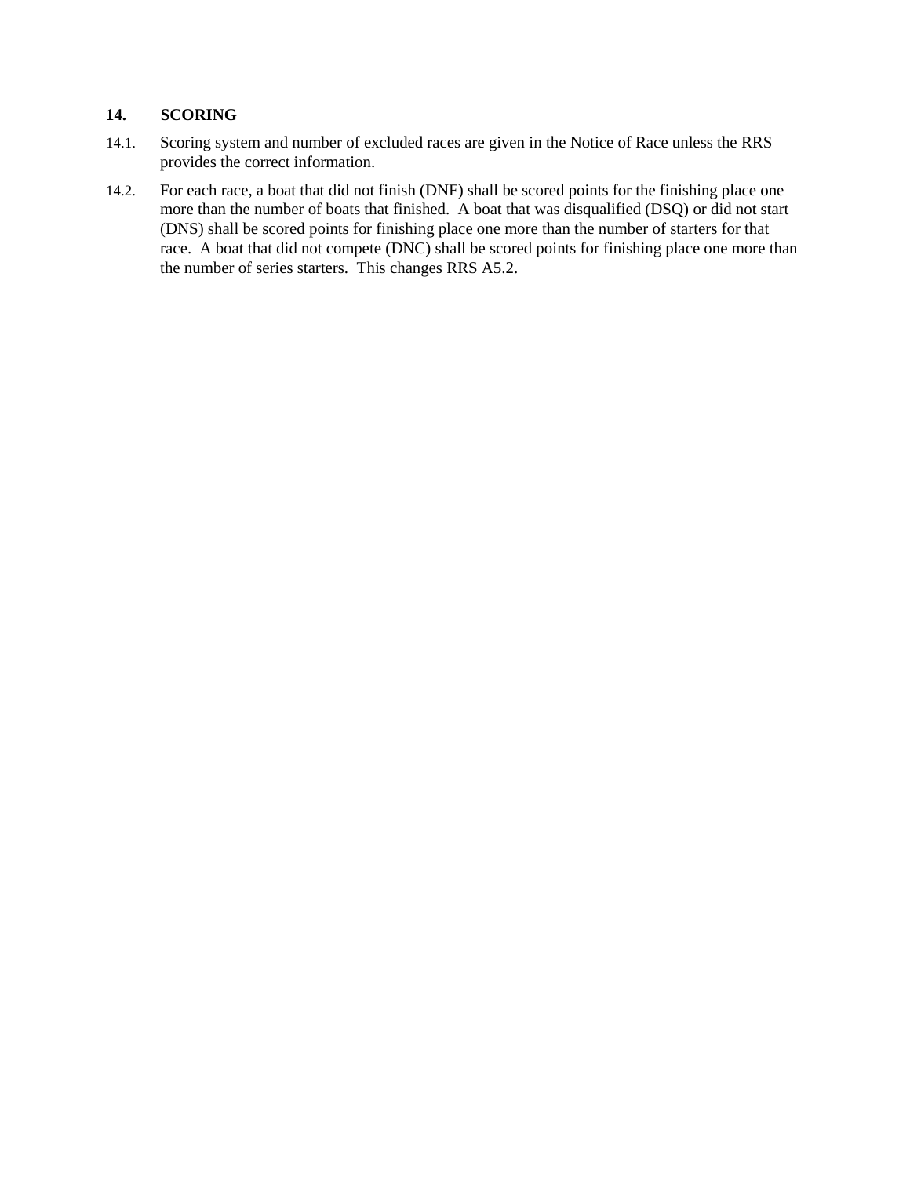## 14. SCORING

14.1. Scoring system and number of excluded races are given in the Notice of Race unless the RRS provides the correct information.

14.2. For each race, a boat that did not finish (DNF) shall be scored points for the finishing place one more than the number of boats that finished. A boat that was disqualified (DSQ) or did not start (DNS) shall be scored points for finishing place one more than the number of starters for that race. A boat that did not compete (DNC) shall be scored points for finishing place one more than the number of series starters. This changes RRS A5.2.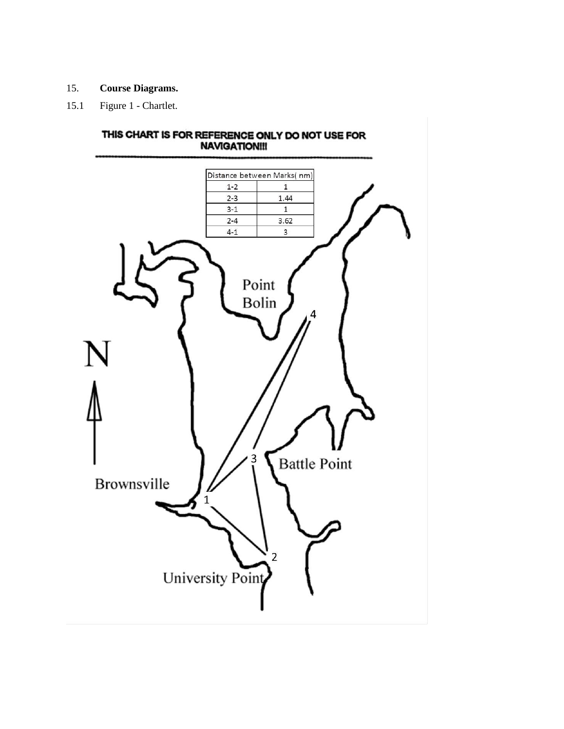15. **Course Diagrams.**

15.1 Figure 1 - Chartlet.

THIS CHART IS FOR REFERENCE ONLY DO NOT USE FOR NAVIGATION!!!

| Distance between Marks( nm) | |
|---|---|
| 1-2 | 1 |
| 2-3 | 1.44 |
| 3-1 | 1 |
| 2-4 | 3.62 |
| 4-1 | 3 |

Point Bolin

4

N

3

Battle Point

Brownsville

1

2

University Point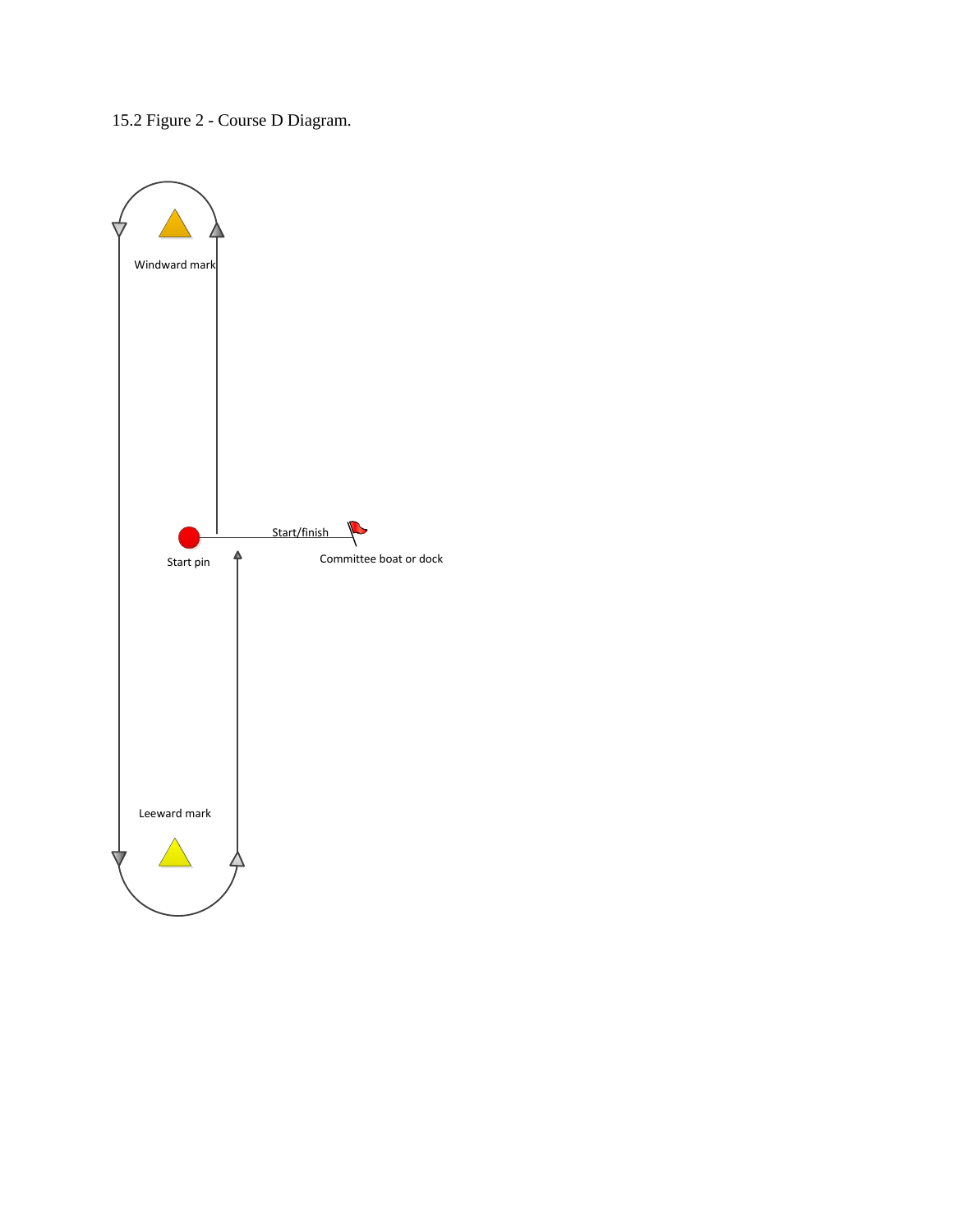15.2 Figure 2 - Course D Diagram.

Windward mark

Start/finish

Start pin

Committee boat or dock

Leeward mark